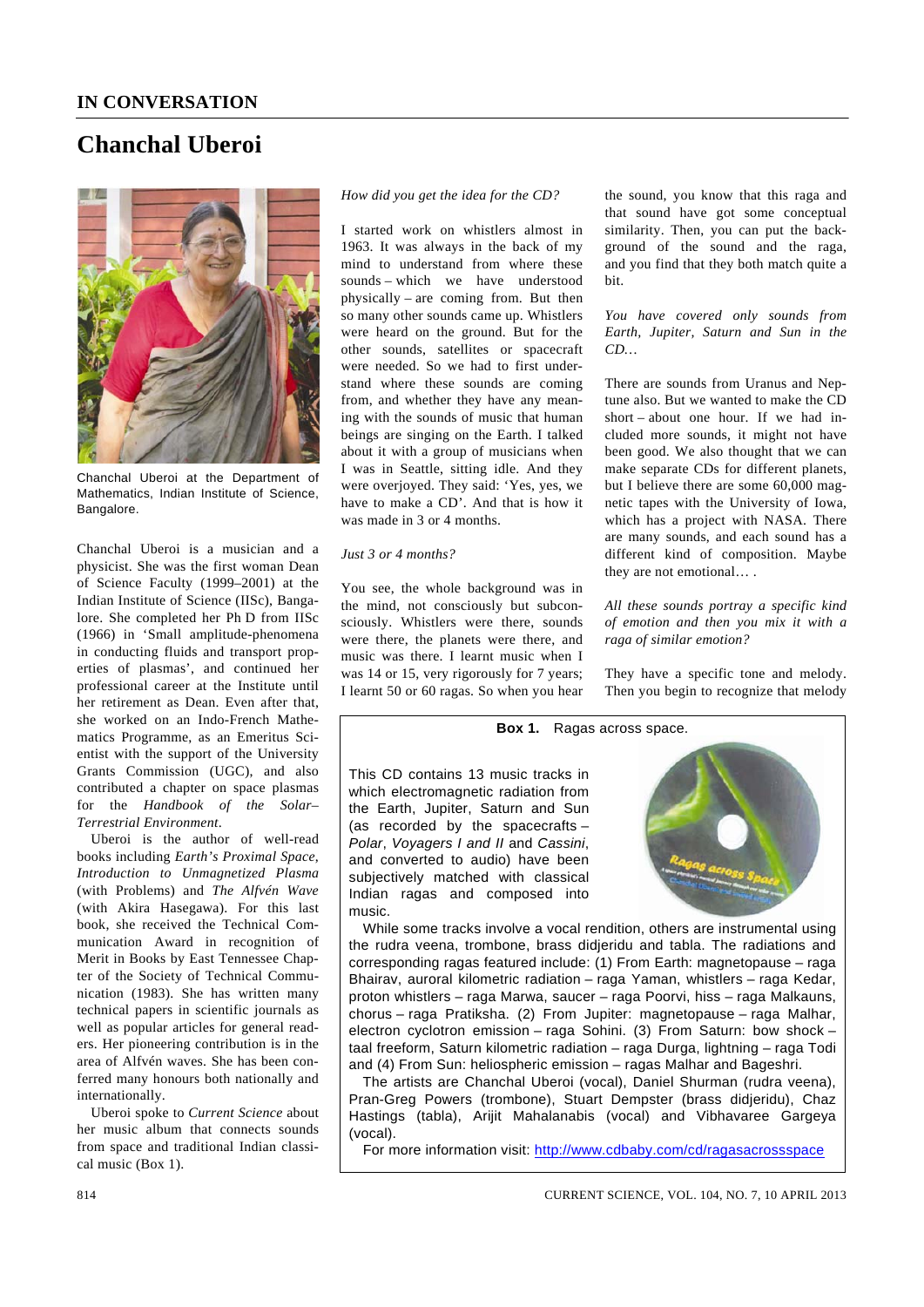## IN CONVERSATION

# Chanchal Uberoi

Chanchal Uberoi at the Department of Mathematics, Indian Institute of Science, Bangalore.

Chanchal Uberoi is a musician and a physicist. She was the first woman Dean of Science Faculty (1999–2001) at the Indian Institute of Science (IISc), Bangalore. She completed her Ph D from IISc (1966) in 'Small amplitude-phenomena in conducting fluids and transport properties of plasmas', and continued her professional career at the Institute until her retirement as Dean. Even after that, she worked on an Indo-French Mathematics Programme, as an Emeritus Scientist with the support of the University Grants Commission (UGC), and also contributed a chapter on space plasmas for the *Handbook of the Solar–Terrestrial Environment*.

Uberoi is the author of well-read books including *Earth's Proximal Space, Introduction to Unmagnetized Plasma* (with Problems) and *The Alfvén Wave* (with Akira Hasegawa). For this last book, she received the Technical Communication Award in recognition of Merit in Books by East Tennessee Chapter of the Society of Technical Communication (1983). She has written many technical papers in scientific journals as well as popular articles for general readers. Her pioneering contribution is in the area of Alfvén waves. She has been conferred many honours both nationally and internationally.

Uberoi spoke to *Current Science* about her music album that connects sounds from space and traditional Indian classical music (Box 1).

*How did you get the idea for the CD?*

I started work on whistlers almost in 1963. It was always in the back of my mind to understand from where these sounds – which we have understood physically – are coming from. But then so many other sounds came up. Whistlers were heard on the ground. But for the other sounds, satellites or spacecraft were needed. So we had to first understand where these sounds are coming from, and whether they have any meaning with the sounds of music that human beings are singing on the Earth. I talked about it with a group of musicians when I was in Seattle, sitting idle. And they were overjoyed. They said: 'Yes, yes, we have to make a CD'. And that is how it was made in 3 or 4 months.

*Just 3 or 4 months?*

You see, the whole background was in the mind, not consciously but subconsciously. Whistlers were there, sounds were there, the planets were there, and music was there. I learnt music when I was 14 or 15, very rigorously for 7 years; I learnt 50 or 60 ragas. So when you hear the sound, you know that this raga and that sound have got some conceptual similarity. Then, you can put the background of the sound and the raga, and you find that they both match quite a bit.

*You have covered only sounds from Earth, Jupiter, Saturn and Sun in the CD…*

There are sounds from Uranus and Neptune also. But we wanted to make the CD short – about one hour. If we had included more sounds, it might not have been good. We also thought that we can make separate CDs for different planets, but I believe there are some 60,000 magnetic tapes with the University of Iowa, which has a project with NASA. There are many sounds, and each sound has a different kind of composition. Maybe they are not emotional… .

*All these sounds portray a specific kind of emotion and then you mix it with a raga of similar emotion?*

They have a specific tone and melody. Then you begin to recognize that melody

---

**Box 1.** Ragas across space.

This CD contains 13 music tracks in which electromagnetic radiation from the Earth, Jupiter, Saturn and Sun (as recorded by the spacecrafts – *Polar*, *Voyagers I and II* and *Cassini*, and converted to audio) have been subjectively matched with classical Indian ragas and composed into music.

While some tracks involve a vocal rendition, others are instrumental using the rudra veena, trombone, brass didjeridu and tabla. The radiations and corresponding ragas featured include: (1) From Earth: magnetopause – raga Bhairav, auroral kilometric radiation – raga Yaman, whistlers – raga Kedar, proton whistlers – raga Marwa, saucer – raga Poorvi, hiss – raga Malkauns, chorus – raga Pratiksha. (2) From Jupiter: magnetopause – raga Malhar, electron cyclotron emission – raga Sohini. (3) From Saturn: bow shock – taal freeform, Saturn kilometric radiation – raga Durga, lightning – raga Todi and (4) From Sun: heliospheric emission – ragas Malhar and Bageshri.

The artists are Chanchal Uberoi (vocal), Daniel Shurman (rudra veena), Pran-Greg Powers (trombone), Stuart Dempster (brass didjeridu), Chaz Hastings (tabla), Arijit Mahalanabis (vocal) and Vibhavaree Gargeya (vocal).

For more information visit: http://www.cdbaby.com/cd/ragasacrossspace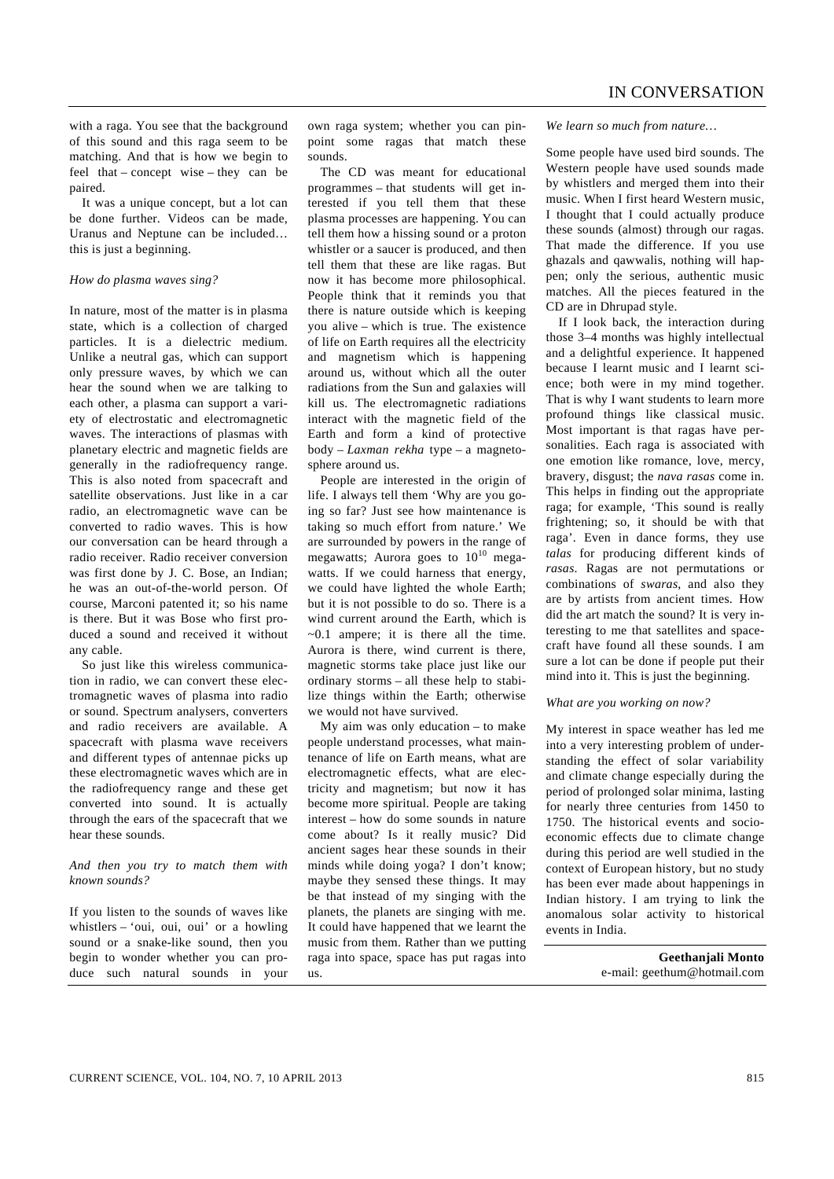with a raga. You see that the background of this sound and this raga seem to be matching. And that is how we begin to feel that – concept wise – they can be paired.

It was a unique concept, but a lot can be done further. Videos can be made, Uranus and Neptune can be included… this is just a beginning.

*How do plasma waves sing?*

In nature, most of the matter is in plasma state, which is a collection of charged particles. It is a dielectric medium. Unlike a neutral gas, which can support only pressure waves, by which we can hear the sound when we are talking to each other, a plasma can support a variety of electrostatic and electromagnetic waves. The interactions of plasmas with planetary electric and magnetic fields are generally in the radiofrequency range. This is also noted from spacecraft and satellite observations. Just like in a car radio, an electromagnetic wave can be converted to radio waves. This is how our conversation can be heard through a radio receiver. Radio receiver conversion was first done by J. C. Bose, an Indian; he was an out-of-the-world person. Of course, Marconi patented it; so his name is there. But it was Bose who first produced a sound and received it without any cable.

So just like this wireless communication in radio, we can convert these electromagnetic waves of plasma into radio or sound. Spectrum analysers, converters and radio receivers are available. A spacecraft with plasma wave receivers and different types of antennae picks up these electromagnetic waves which are in the radiofrequency range and these get converted into sound. It is actually through the ears of the spacecraft that we hear these sounds.

*And then you try to match them with known sounds?*

If you listen to the sounds of waves like whistlers – 'oui, oui, oui' or a howling sound or a snake-like sound, then you begin to wonder whether you can produce such natural sounds in your own raga system; whether you can pinpoint some ragas that match these sounds.

The CD was meant for educational programmes – that students will get interested if you tell them that these plasma processes are happening. You can tell them how a hissing sound or a proton whistler or a saucer is produced, and then tell them that these are like ragas. But now it has become more philosophical. People think that it reminds you that there is nature outside which is keeping you alive – which is true. The existence of life on Earth requires all the electricity and magnetism which is happening around us, without which all the outer radiations from the Sun and galaxies will kill us. The electromagnetic radiations interact with the magnetic field of the Earth and form a kind of protective body – *Laxman rekha* type – a magnetosphere around us.

People are interested in the origin of life. I always tell them 'Why are you going so far? Just see how maintenance is taking so much effort from nature.' We are surrounded by powers in the range of megawatts; Aurora goes to $10^{10}$ megawatts. If we could harness that energy, we could have lighted the whole Earth; but it is not possible to do so. There is a wind current around the Earth, which is ~0.1 ampere; it is there all the time. Aurora is there, wind current is there, magnetic storms take place just like our ordinary storms – all these help to stabilize things within the Earth; otherwise we would not have survived.

My aim was only education – to make people understand processes, what maintenance of life on Earth means, what are electromagnetic effects, what are electricity and magnetism; but now it has become more spiritual. People are taking interest – how do some sounds in nature come about? Is it really music? Did ancient sages hear these sounds in their minds while doing yoga? I don't know; maybe they sensed these things. It may be that instead of my singing with the planets, the planets are singing with me. It could have happened that we learnt the music from them. Rather than we putting raga into space, space has put ragas into us.

*We learn so much from nature…*

Some people have used bird sounds. The Western people have used sounds made by whistlers and merged them into their music. When I first heard Western music, I thought that I could actually produce these sounds (almost) through our ragas. That made the difference. If you use ghazals and qawwalis, nothing will happen; only the serious, authentic music matches. All the pieces featured in the CD are in Dhrupad style.

If I look back, the interaction during those 3–4 months was highly intellectual and a delightful experience. It happened because I learnt music and I learnt science; both were in my mind together. That is why I want students to learn more profound things like classical music. Most important is that ragas have personalities. Each raga is associated with one emotion like romance, love, mercy, bravery, disgust; the *nava rasas* come in. This helps in finding out the appropriate raga; for example, 'This sound is really frightening; so, it should be with that raga'. Even in dance forms, they use *talas* for producing different kinds of *rasas*. Ragas are not permutations or combinations of *swaras*, and also they are by artists from ancient times. How did the art match the sound? It is very interesting to me that satellites and spacecraft have found all these sounds. I am sure a lot can be done if people put their mind into it. This is just the beginning.

*What are you working on now?*

My interest in space weather has led me into a very interesting problem of understanding the effect of solar variability and climate change especially during the period of prolonged solar minima, lasting for nearly three centuries from 1450 to 1750. The historical events and socio-economic effects due to climate change during this period are well studied in the context of European history, but no study has been ever made about happenings in Indian history. I am trying to link the anomalous solar activity to historical events in India.

**Geethanjali Monto**
e-mail: geethum@hotmail.com